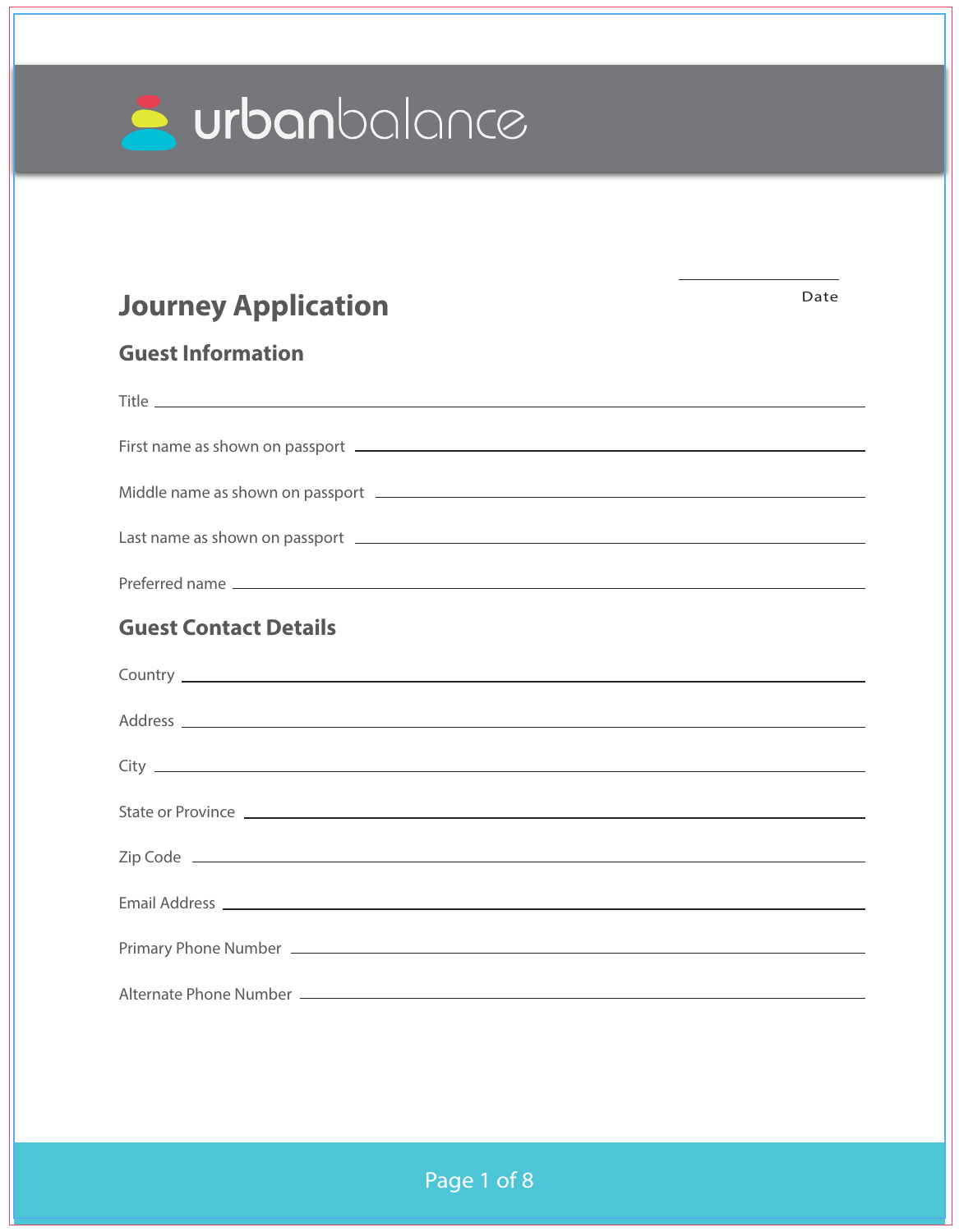urbanbalance

Date ____________

# Journey Application

## Guest Information

Title ____________________

First name as shown on passport ____________________

Middle name as shown on passport ____________________

Last name as shown on passport ____________________

Preferred name ____________________

## Guest Contact Details

Country ____________________

Address ____________________

City ____________________

State or Province ____________________

Zip Code ____________________

Email Address ____________________

Primary Phone Number ____________________

Alternate Phone Number ____________________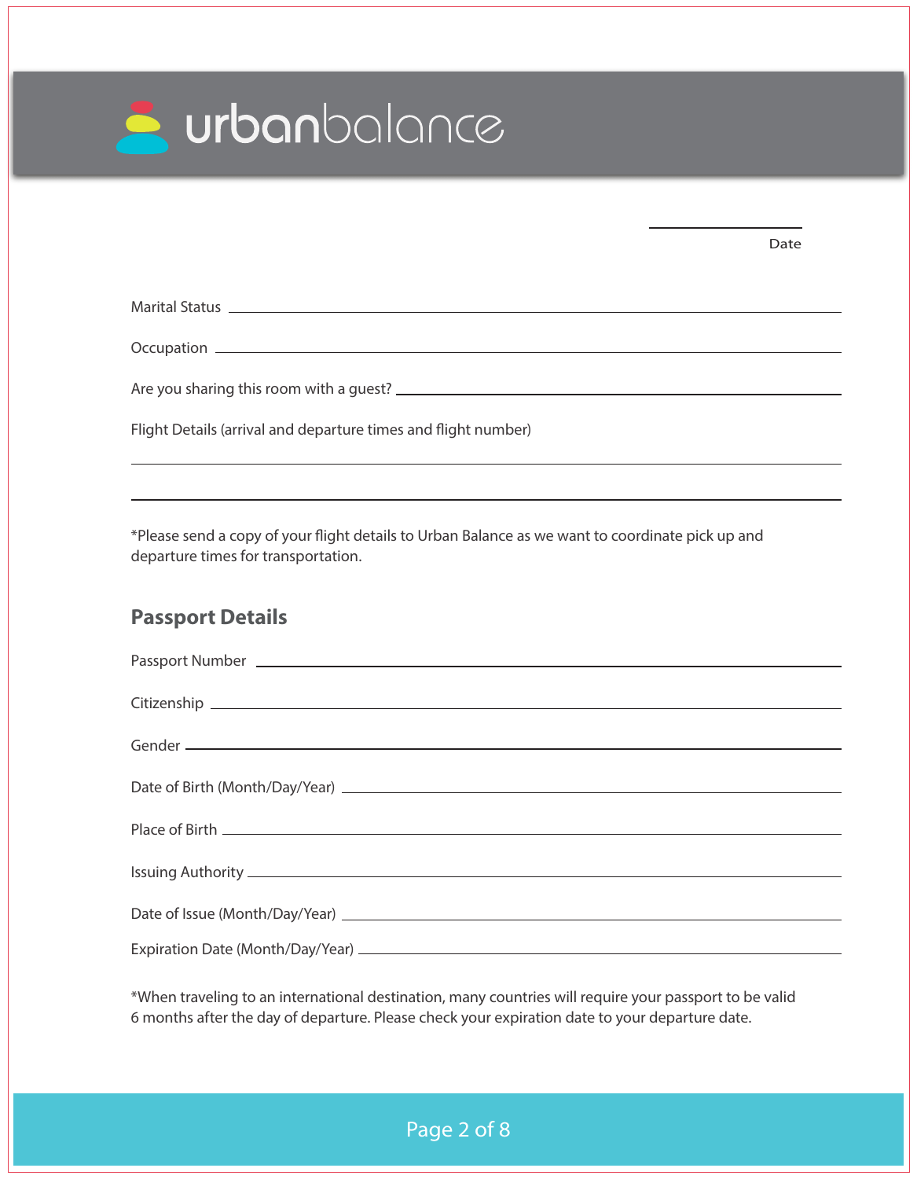urbanbalance

______________________
Date

Marital Status ______________________________________________

Occupation ______________________________________________

Are you sharing this room with a guest? ______________________________

Flight Details (arrival and departure times and flight number)

______________________________________________________________

______________________________________________________________

*Please send a copy of your flight details to Urban Balance as we want to coordinate pick up and departure times for transportation.

## Passport Details

Passport Number ______________________________________________

Citizenship ______________________________________________

Gender ______________________________________________

Date of Birth (Month/Day/Year) ______________________________

Place of Birth ______________________________________________

Issuing Authority ______________________________________________

Date of Issue (Month/Day/Year) ______________________________

Expiration Date (Month/Day/Year) ______________________________

*When traveling to an international destination, many countries will require your passport to be valid 6 months after the day of departure. Please check your expiration date to your departure date.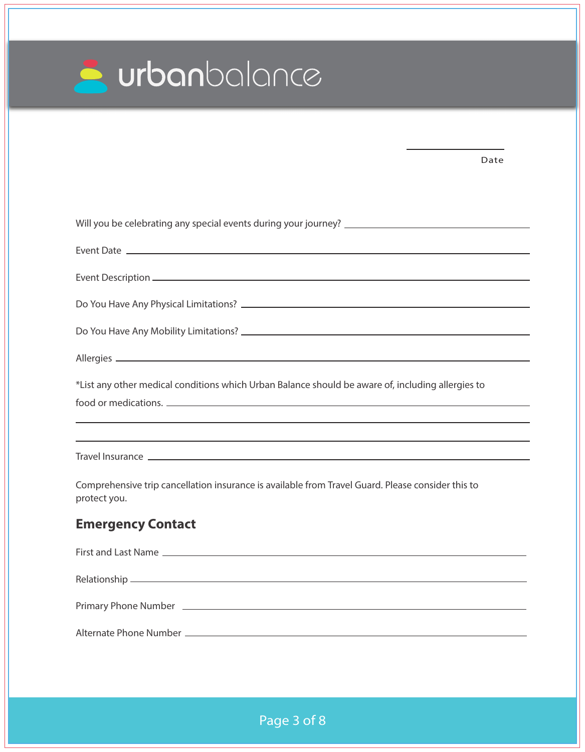urbanbalance

_______________ 
Date

Will you be celebrating any special events during your journey? _______________

Event Date _______________

Event Description _______________

Do You Have Any Physical Limitations? _______________

Do You Have Any Mobility Limitations? _______________

Allergies _______________

*List any other medical conditions which Urban Balance should be aware of, including allergies to food or medications. _______________

_______________

_______________

Travel Insurance _______________

Comprehensive trip cancellation insurance is available from Travel Guard. Please consider this to protect you.

## Emergency Contact

First and Last Name _______________

Relationship _______________

Primary Phone Number _______________

Alternate Phone Number _______________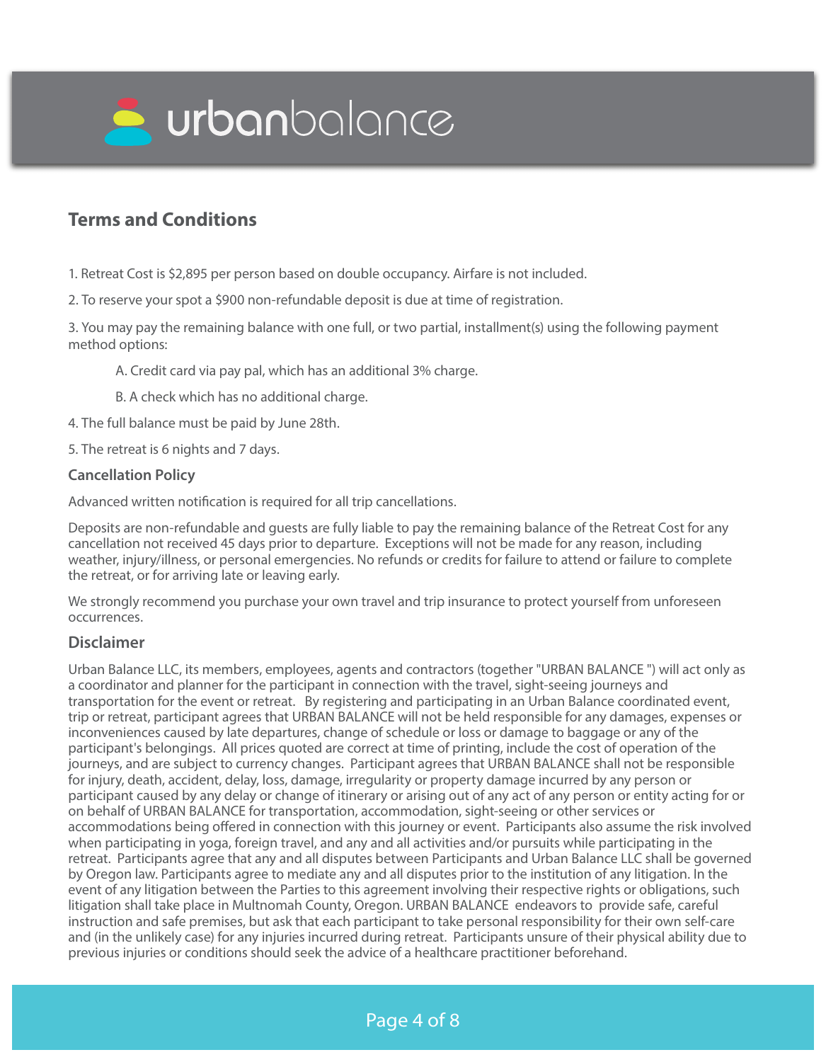urbanbalance

## Terms and Conditions

1. Retreat Cost is $2,895 per person based on double occupancy. Airfare is not included.

2. To reserve your spot a $900 non-refundable deposit is due at time of registration.

3. You may pay the remaining balance with one full, or two partial, installment(s) using the following payment method options:

    A. Credit card via pay pal, which has an additional 3% charge.

    B. A check which has no additional charge.

4. The full balance must be paid by June 28th.

5. The retreat is 6 nights and 7 days.

### Cancellation Policy

Advanced written notification is required for all trip cancellations.

Deposits are non-refundable and guests are fully liable to pay the remaining balance of the Retreat Cost for any cancellation not received 45 days prior to departure. Exceptions will not be made for any reason, including weather, injury/illness, or personal emergencies. No refunds or credits for failure to attend or failure to complete the retreat, or for arriving late or leaving early.

We strongly recommend you purchase your own travel and trip insurance to protect yourself from unforeseen occurrences.

### Disclaimer

Urban Balance LLC, its members, employees, agents and contractors (together "URBAN BALANCE ") will act only as a coordinator and planner for the participant in connection with the travel, sight-seeing journeys and transportation for the event or retreat. By registering and participating in an Urban Balance coordinated event, trip or retreat, participant agrees that URBAN BALANCE will not be held responsible for any damages, expenses or inconveniences caused by late departures, change of schedule or loss or damage to baggage or any of the participant's belongings. All prices quoted are correct at time of printing, include the cost of operation of the journeys, and are subject to currency changes. Participant agrees that URBAN BALANCE shall not be responsible for injury, death, accident, delay, loss, damage, irregularity or property damage incurred by any person or participant caused by any delay or change of itinerary or arising out of any act of any person or entity acting for or on behalf of URBAN BALANCE for transportation, accommodation, sight-seeing or other services or accommodations being offered in connection with this journey or event. Participants also assume the risk involved when participating in yoga, foreign travel, and any and all activities and/or pursuits while participating in the retreat. Participants agree that any and all disputes between Participants and Urban Balance LLC shall be governed by Oregon law. Participants agree to mediate any and all disputes prior to the institution of any litigation. In the event of any litigation between the Parties to this agreement involving their respective rights or obligations, such litigation shall take place in Multnomah County, Oregon. URBAN BALANCE endeavors to provide safe, careful instruction and safe premises, but ask that each participant to take personal responsibility for their own self-care and (in the unlikely case) for any injuries incurred during retreat. Participants unsure of their physical ability due to previous injuries or conditions should seek the advice of a healthcare practitioner beforehand.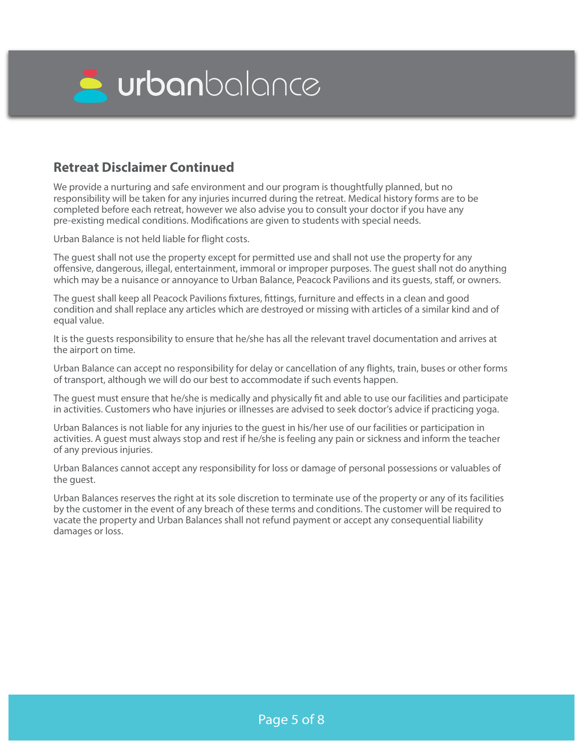## Retreat Disclaimer Continued

We provide a nurturing and safe environment and our program is thoughtfully planned, but no responsibility will be taken for any injuries incurred during the retreat. Medical history forms are to be completed before each retreat, however we also advise you to consult your doctor if you have any pre-existing medical conditions. Modifications are given to students with special needs.

Urban Balance is not held liable for flight costs.

The guest shall not use the property except for permitted use and shall not use the property for any offensive, dangerous, illegal, entertainment, immoral or improper purposes. The guest shall not do anything which may be a nuisance or annoyance to Urban Balance, Peacock Pavilions and its guests, staff, or owners.

The guest shall keep all Peacock Pavilions fixtures, fittings, furniture and effects in a clean and good condition and shall replace any articles which are destroyed or missing with articles of a similar kind and of equal value.

It is the guests responsibility to ensure that he/she has all the relevant travel documentation and arrives at the airport on time.

Urban Balance can accept no responsibility for delay or cancellation of any flights, train, buses or other forms of transport, although we will do our best to accommodate if such events happen.

The guest must ensure that he/she is medically and physically fit and able to use our facilities and participate in activities. Customers who have injuries or illnesses are advised to seek doctor's advice if practicing yoga.

Urban Balances is not liable for any injuries to the guest in his/her use of our facilities or participation in activities. A guest must always stop and rest if he/she is feeling any pain or sickness and inform the teacher of any previous injuries.

Urban Balances cannot accept any responsibility for loss or damage of personal possessions or valuables of the guest.

Urban Balances reserves the right at its sole discretion to terminate use of the property or any of its facilities by the customer in the event of any breach of these terms and conditions. The customer will be required to vacate the property and Urban Balances shall not refund payment or accept any consequential liability damages or loss.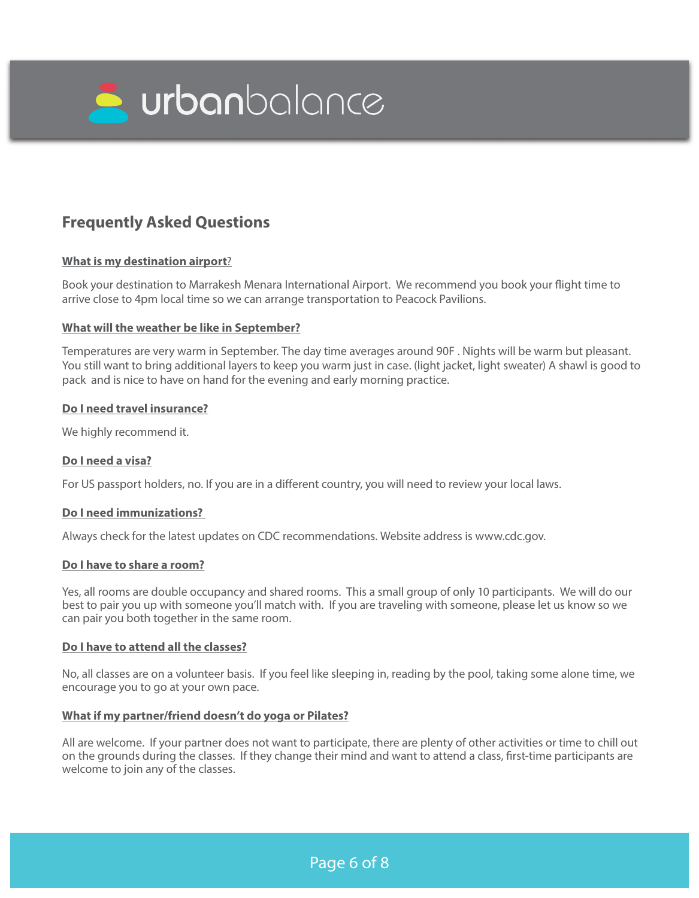## Frequently Asked Questions

**What is my destination airport?**

Book your destination to Marrakesh Menara International Airport. We recommend you book your flight time to arrive close to 4pm local time so we can arrange transportation to Peacock Pavilions.

**What will the weather be like in September?**

Temperatures are very warm in September. The day time averages around 90F . Nights will be warm but pleasant. You still want to bring additional layers to keep you warm just in case. (light jacket, light sweater) A shawl is good to pack and is nice to have on hand for the evening and early morning practice.

**Do I need travel insurance?**

We highly recommend it.

**Do I need a visa?**

For US passport holders, no. If you are in a different country, you will need to review your local laws.

**Do I need immunizations?**

Always check for the latest updates on CDC recommendations. Website address is www.cdc.gov.

**Do I have to share a room?**

Yes, all rooms are double occupancy and shared rooms. This a small group of only 10 participants. We will do our best to pair you up with someone you'll match with. If you are traveling with someone, please let us know so we can pair you both together in the same room.

**Do I have to attend all the classes?**

No, all classes are on a volunteer basis. If you feel like sleeping in, reading by the pool, taking some alone time, we encourage you to go at your own pace.

**What if my partner/friend doesn't do yoga or Pilates?**

All are welcome. If your partner does not want to participate, there are plenty of other activities or time to chill out on the grounds during the classes. If they change their mind and want to attend a class, first-time participants are welcome to join any of the classes.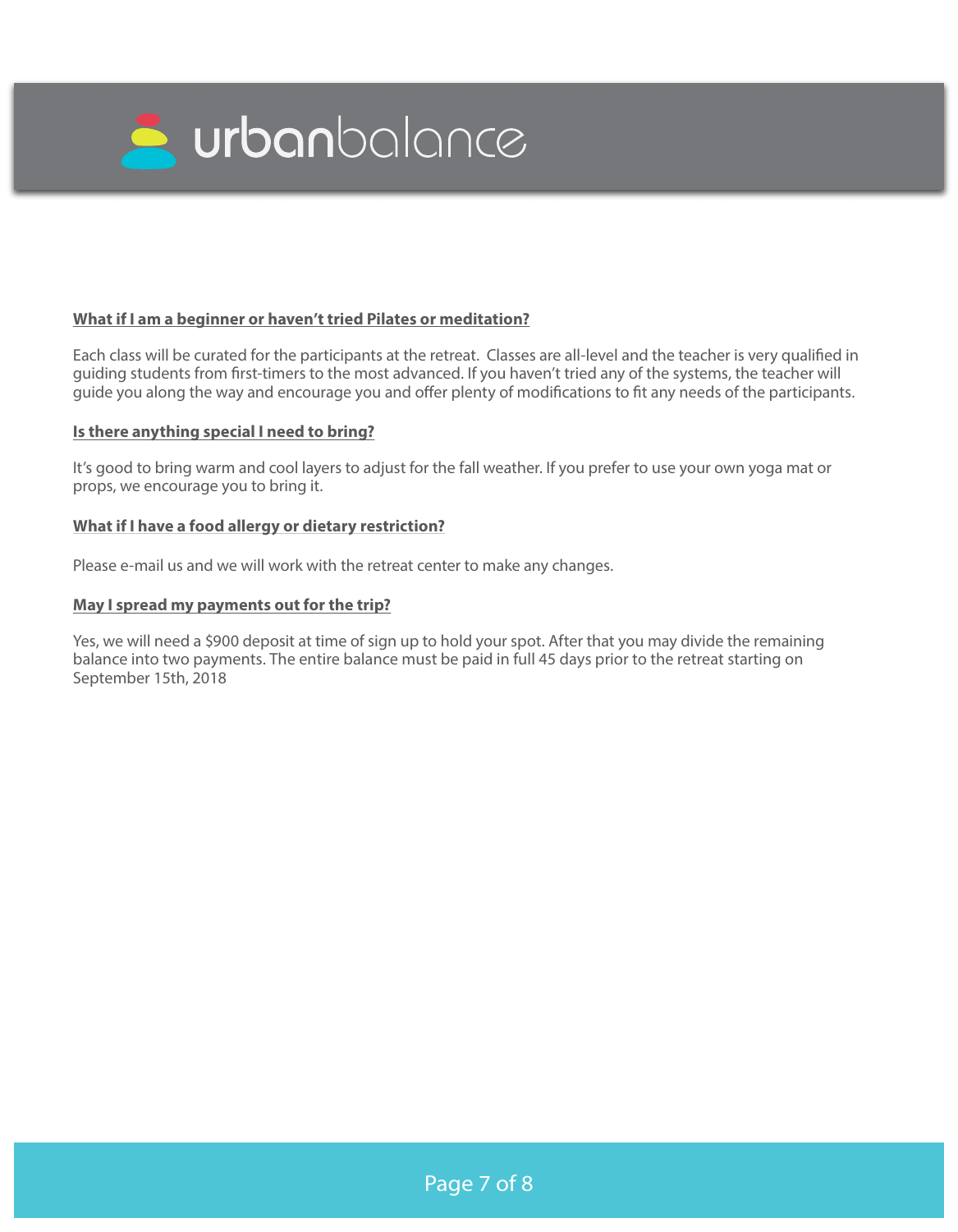**What if I am a beginner or haven't tried Pilates or meditation?**

Each class will be curated for the participants at the retreat. Classes are all-level and the teacher is very qualified in guiding students from first-timers to the most advanced. If you haven't tried any of the systems, the teacher will guide you along the way and encourage you and offer plenty of modifications to fit any needs of the participants.

**Is there anything special I need to bring?**

It's good to bring warm and cool layers to adjust for the fall weather. If you prefer to use your own yoga mat or props, we encourage you to bring it.

**What if I have a food allergy or dietary restriction?**

Please e-mail us and we will work with the retreat center to make any changes.

**May I spread my payments out for the trip?**

Yes, we will need a $900 deposit at time of sign up to hold your spot. After that you may divide the remaining balance into two payments. The entire balance must be paid in full 45 days prior to the retreat starting on September 15th, 2018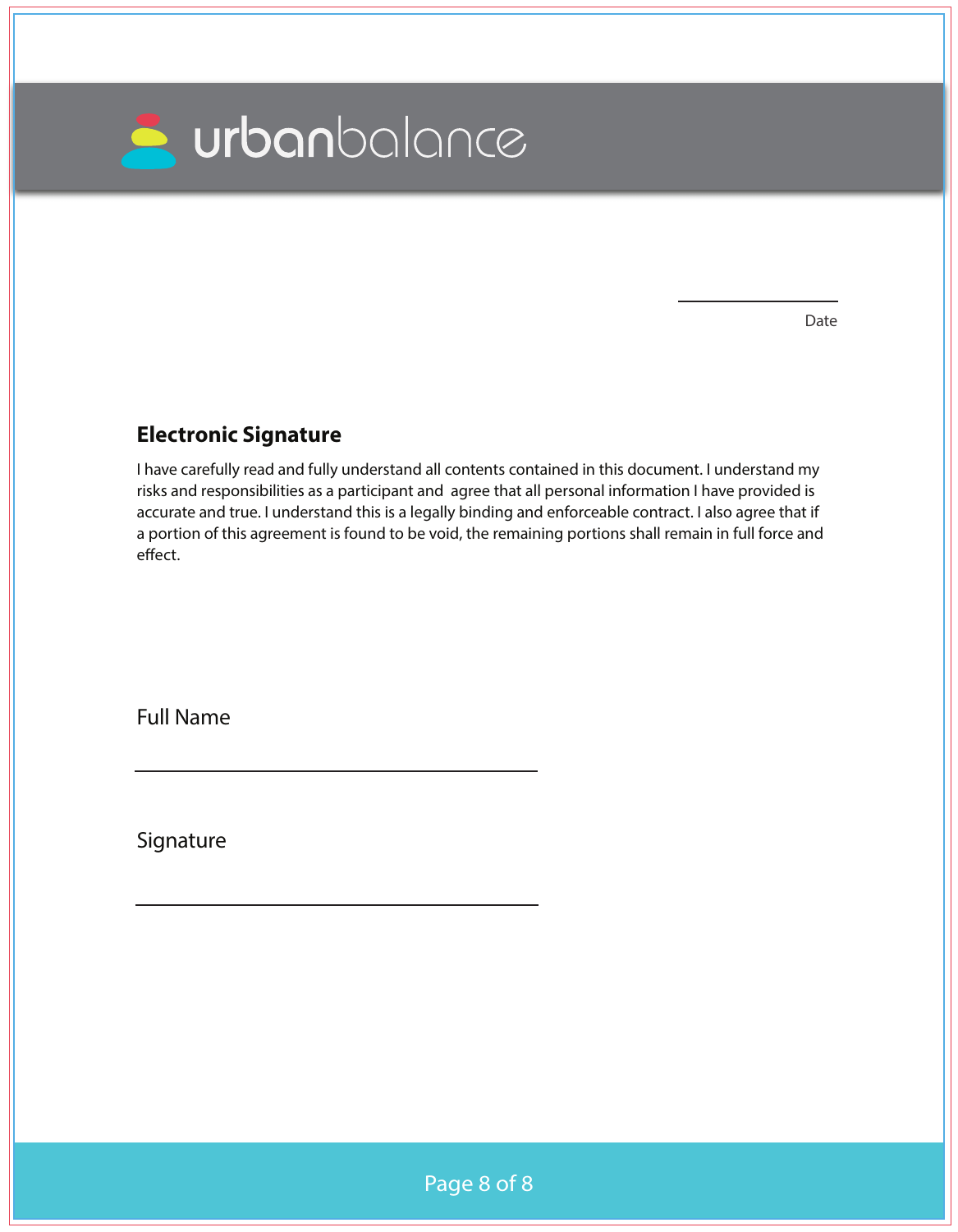urbanbalance

_______________
Date

## Electronic Signature

I have carefully read and fully understand all contents contained in this document. I understand my risks and responsibilities as a participant and agree that all personal information I have provided is accurate and true. I understand this is a legally binding and enforceable contract. I also agree that if a portion of this agreement is found to be void, the remaining portions shall remain in full force and effect.

Full Name

_______________________________

Signature

_______________________________